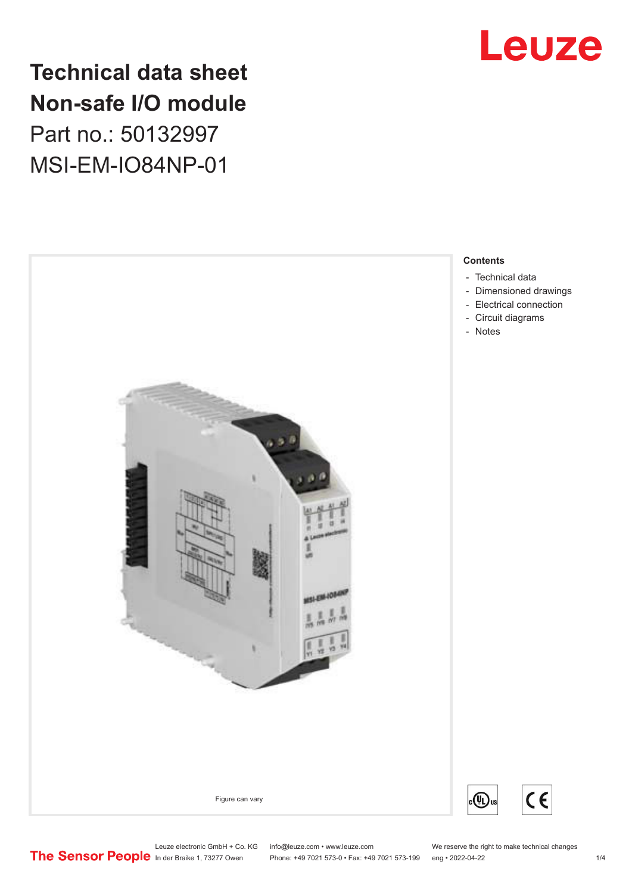# Technical data sheet Non-safe I/O module

Part no.: 50132997

MSI-EM-IO84NP-01

Figure can vary

**Contents**

- Technical data
- Dimensioned drawings
- Electrical connection
- Circuit diagrams
- Notes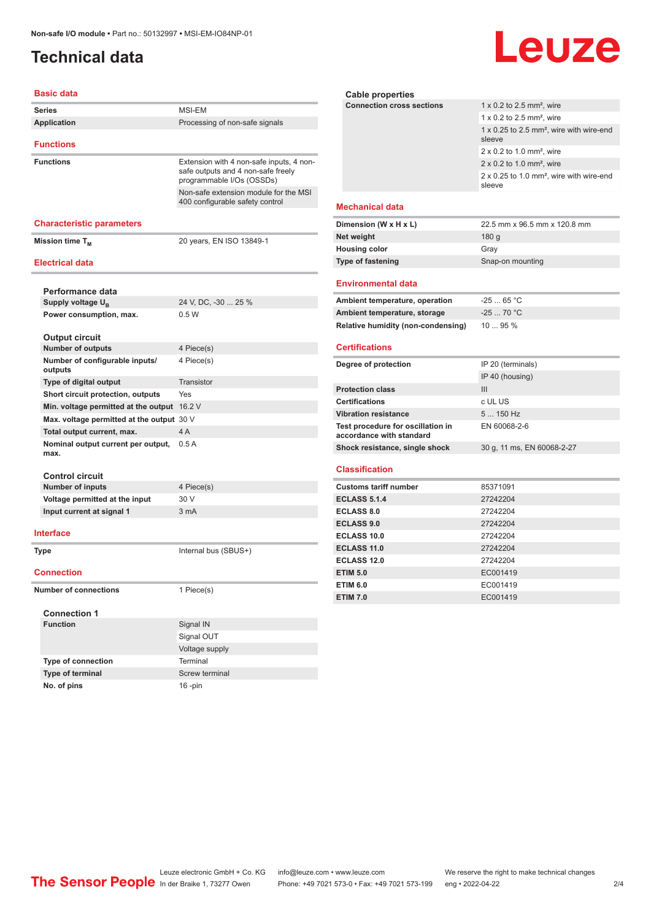# Technical data

## Basic data

| | |
|---|---|
| **Series** | MSI-EM |
| **Application** | Processing of non-safe signals |

## Functions

| | |
|---|---|
| **Functions** | Extension with 4 non-safe inputs, 4 non-safe outputs and 4 non-safe freely programmable I/Os (OSSDs) |
| | Non-safe extension module for the MSI 400 configurable safety control |

## Characteristic parameters

| | |
|---|---|
| **Mission time $T_M$** | 20 years, EN ISO 13849-1 |

## Electrical data

### Performance data

| | |
|---|---|
| **Supply voltage $U_B$** | 24 V, DC, -30 ... 25 % |
| **Power consumption, max.** | 0.5 W |

### Output circuit

| | |
|---|---|
| **Number of outputs** | 4 Piece(s) |
| **Number of configurable inputs/ outputs** | 4 Piece(s) |
| **Type of digital output** | Transistor |
| **Short circuit protection, outputs** | Yes |
| **Min. voltage permitted at the output** | 16.2 V |
| **Max. voltage permitted at the output** | 30 V |
| **Total output current, max.** | 4 A |
| **Nominal output current per output, max.** | 0.5 A |

### Control circuit

| | |
|---|---|
| **Number of inputs** | 4 Piece(s) |
| **Voltage permitted at the input** | 30 V |
| **Input current at signal 1** | 3 mA |

## Interface

| | |
|---|---|
| **Type** | Internal bus (SBUS+) |

## Connection

| | |
|---|---|
| **Number of connections** | 1 Piece(s) |

### Connection 1

| | |
|---|---|
| **Function** | Signal IN |
| | Signal OUT |
| | Voltage supply |
| **Type of connection** | Terminal |
| **Type of terminal** | Screw terminal |
| **No. of pins** | 16 -pin |

### Cable properties

| | |
|---|---|
| **Connection cross sections** | 1 x 0.2 to 2.5 mm², wire |
| | 1 x 0.2 to 2.5 mm², wire |
| | 1 x 0.25 to 2.5 mm², wire with wire-end sleeve |
| | 2 x 0.2 to 1.0 mm², wire |
| | 2 x 0.2 to 1.0 mm², wire |
| | 2 x 0.25 to 1.0 mm², wire with wire-end sleeve |

## Mechanical data

| | |
|---|---|
| **Dimension (W x H x L)** | 22.5 mm x 96.5 mm x 120.8 mm |
| **Net weight** | 180 g |
| **Housing color** | Gray |
| **Type of fastening** | Snap-on mounting |

## Environmental data

| | |
|---|---|
| **Ambient temperature, operation** | -25 ... 65 °C |
| **Ambient temperature, storage** | -25 ... 70 °C |
| **Relative humidity (non-condensing)** | 10 ... 95 % |

## Certifications

| | |
|---|---|
| **Degree of protection** | IP 20 (terminals) |
| | IP 40 (housing) |
| **Protection class** | III |
| **Certifications** | c UL US |
| **Vibration resistance** | 5 ... 150 Hz |
| **Test procedure for oscillation in accordance with standard** | EN 60068-2-6 |
| **Shock resistance, single shock** | 30 g, 11 ms, EN 60068-2-27 |

## Classification

| | |
|---|---|
| **Customs tariff number** | 85371091 |
| **ECLASS 5.1.4** | 27242204 |
| **ECLASS 8.0** | 27242204 |
| **ECLASS 9.0** | 27242204 |
| **ECLASS 10.0** | 27242204 |
| **ECLASS 11.0** | 27242204 |
| **ECLASS 12.0** | 27242204 |
| **ETIM 5.0** | EC001419 |
| **ETIM 6.0** | EC001419 |
| **ETIM 7.0** | EC001419 |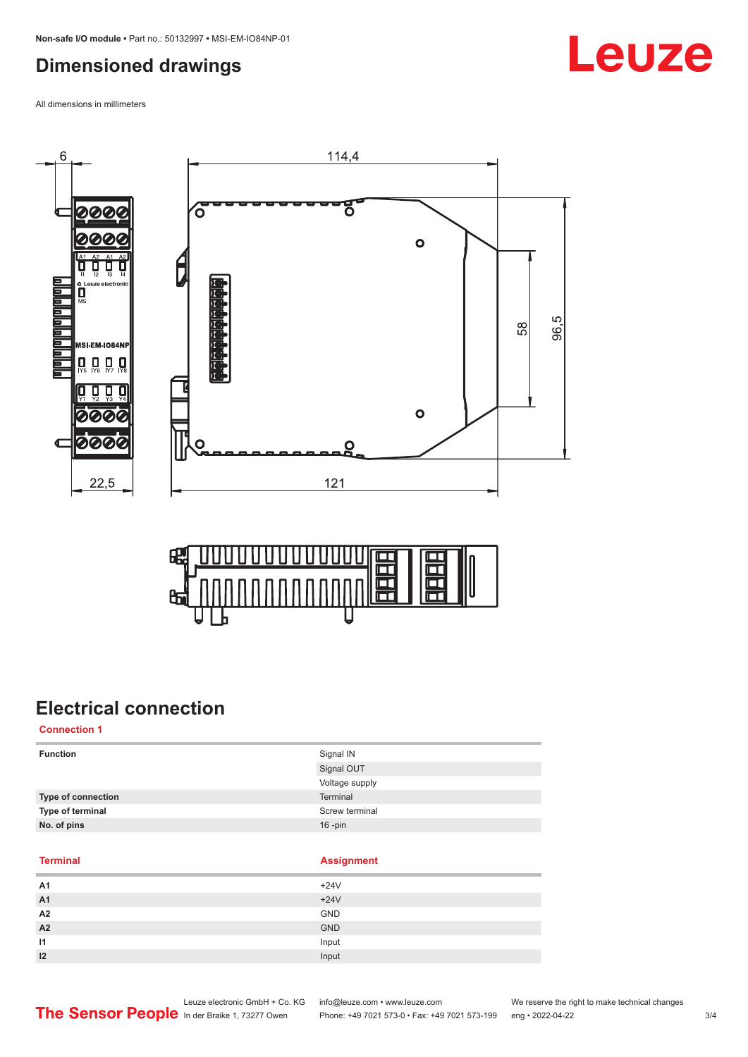## Dimensioned drawings

All dimensions in millimeters

## Electrical connection

### Connection 1

| Function | Signal IN |
|---|---|
| | Signal OUT |
| | Voltage supply |
| **Type of connection** | Terminal |
| **Type of terminal** | Screw terminal |
| **No. of pins** | 16 -pin |

| Terminal | Assignment |
|---|---|
| A1 | +24V |
| A1 | +24V |
| A2 | GND |
| A2 | GND |
| I1 | Input |
| I2 | Input |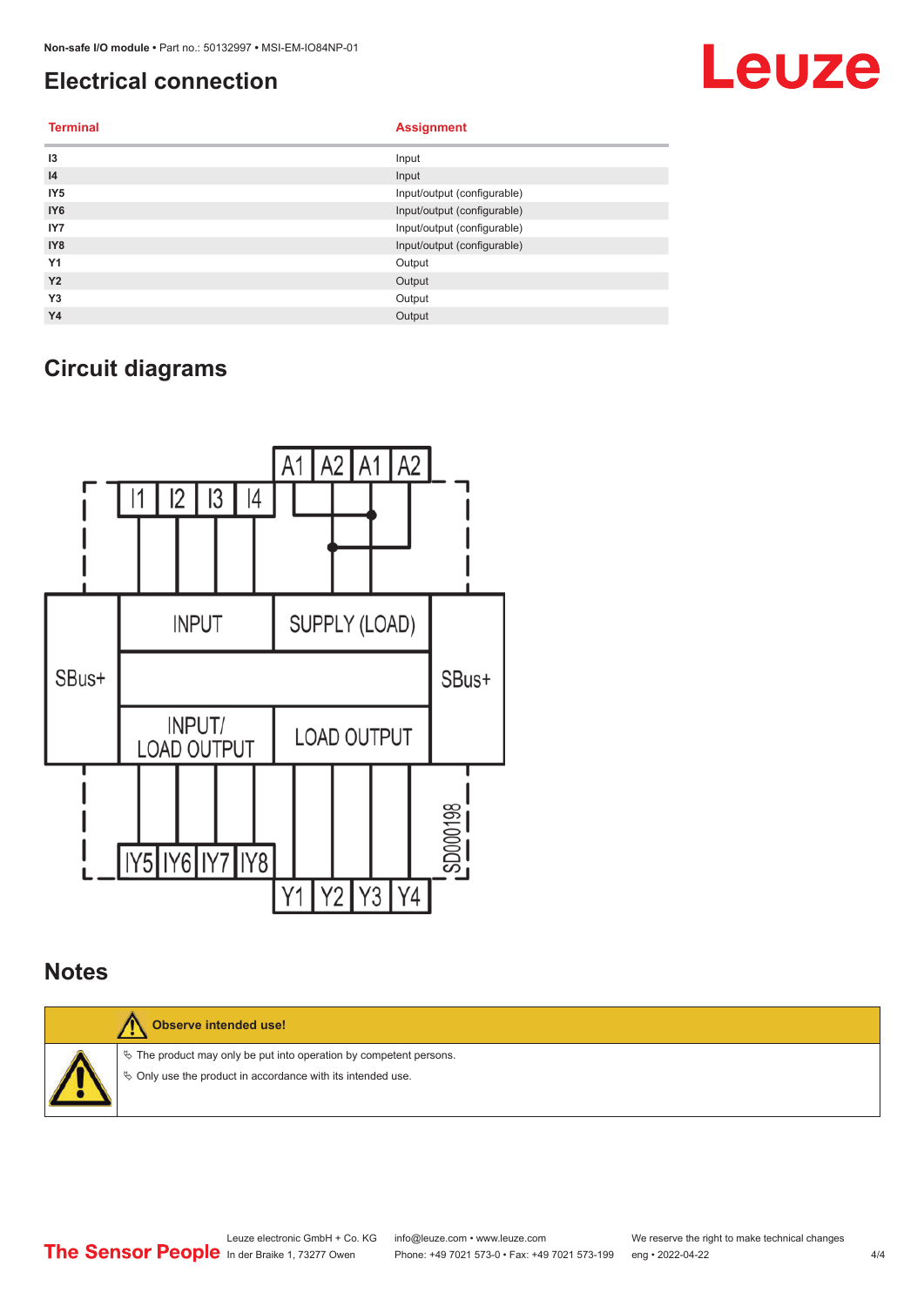## Electrical connection

| Terminal | Assignment |
|---|---|
| I3 | Input |
| I4 | Input |
| IY5 | Input/output (configurable) |
| IY6 | Input/output (configurable) |
| IY7 | Input/output (configurable) |
| IY8 | Input/output (configurable) |
| Y1 | Output |
| Y2 | Output |
| Y3 | Output |
| Y4 | Output |

## Circuit diagrams

A1 A2 A1 A2

I1 I2 I3 I4

INPUT

SUPPLY (LOAD)

SBus+

SBus+

INPUT/ LOAD OUTPUT

LOAD OUTPUT

IY5 IY6 IY7 IY8

Y1 Y2 Y3 Y4

SD000198

## Notes

**Observe intended use!**

- The product may only be put into operation by competent persons.
- Only use the product in accordance with its intended use.